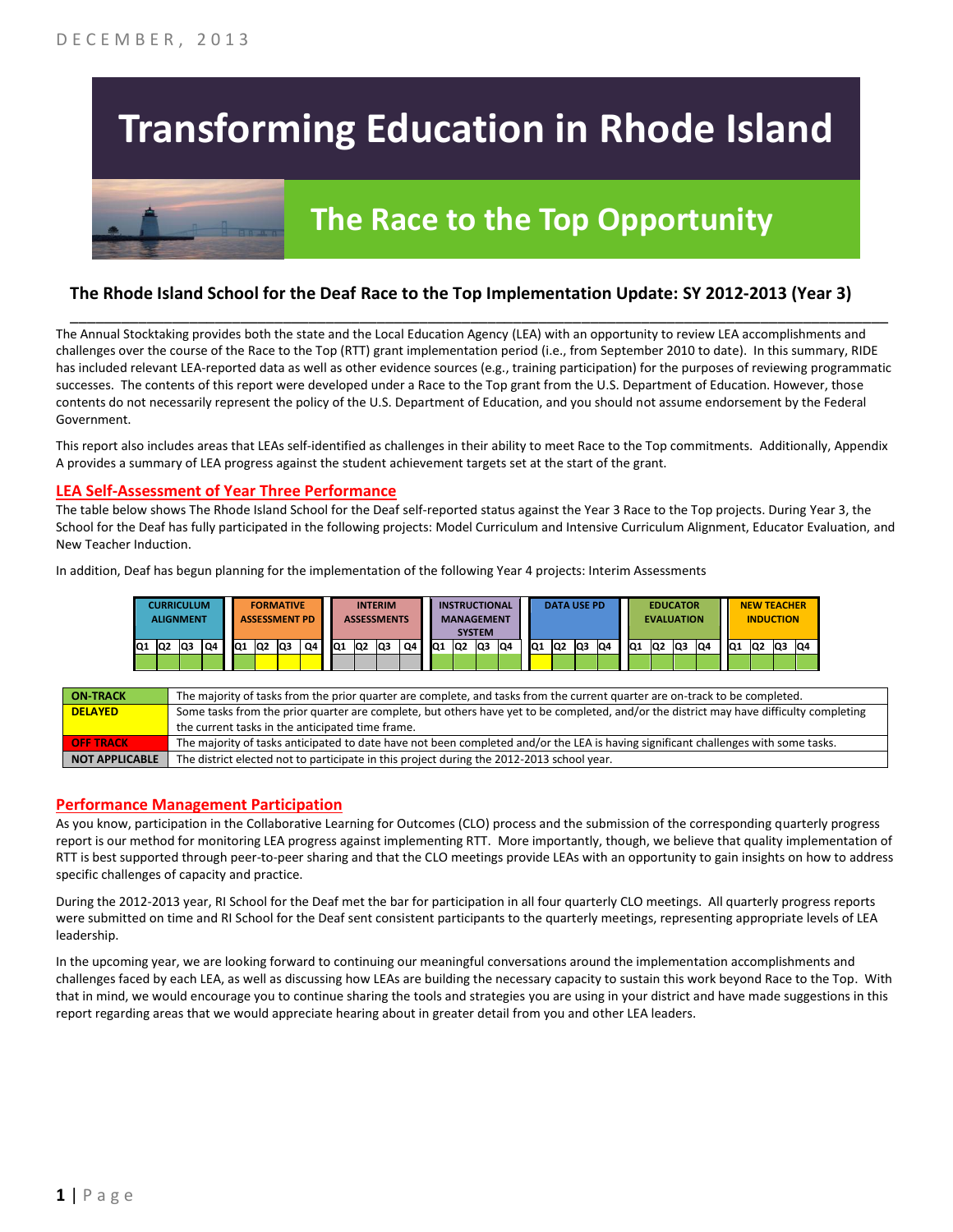DECEMBER, 2013

# Transforming Education in Rhode Island

## The Race to the Top Opportunity

### The Rhode Island School for the Deaf Race to the Top Implementation Update: SY 2012-2013 (Year 3)

The Annual Stocktaking provides both the state and the Local Education Agency (LEA) with an opportunity to review LEA accomplishments and challenges over the course of the Race to the Top (RTT) grant implementation period (i.e., from September 2010 to date). In this summary, RIDE has included relevant LEA-reported data as well as other evidence sources (e.g., training participation) for the purposes of reviewing programmatic successes. The contents of this report were developed under a Race to the Top grant from the U.S. Department of Education. However, those contents do not necessarily represent the policy of the U.S. Department of Education, and you should not assume endorsement by the Federal Government.

This report also includes areas that LEAs self-identified as challenges in their ability to meet Race to the Top commitments. Additionally, Appendix A provides a summary of LEA progress against the student achievement targets set at the start of the grant.

## LEA Self-Assessment of Year Three Performance

The table below shows The Rhode Island School for the Deaf self-reported status against the Year 3 Race to the Top projects. During Year 3, the School for the Deaf has fully participated in the following projects: Model Curriculum and Intensive Curriculum Alignment, Educator Evaluation, and New Teacher Induction.

In addition, Deaf has begun planning for the implementation of the following Year 4 projects: Interim Assessments

| CURRICULUM ALIGNMENT | | | | FORMATIVE ASSESSMENT PD | | | | INTERIM ASSESSMENTS | | | | INSTRUCTIONAL MANAGEMENT SYSTEM | | | | DATA USE PD | | | | EDUCATOR EVALUATION | | | | NEW TEACHER INDUCTION | | | |
|---|---|---|---|---|---|---|---|---|---|---|---|---|---|---|---|---|---|---|---|---|---|---|---|---|---|---|---|
| Q1 | Q2 | Q3 | Q4 | Q1 | Q2 | Q3 | Q4 | Q1 | Q2 | Q3 | Q4 | Q1 | Q2 | Q3 | Q4 | Q1 | Q2 | Q3 | Q4 | Q1 | Q2 | Q3 | Q4 | Q1 | Q2 | Q3 | Q4 |
| On-Track | On-Track | On-Track | On-Track | On-Track | Delayed | Delayed | Delayed | Not Applicable | Not Applicable | Not Applicable | Not Applicable | On-Track | On-Track | On-Track | On-Track | Delayed | On-Track | On-Track | On-Track | On-Track | On-Track | On-Track | On-Track | On-Track | On-Track | On-Track | On-Track |

| Status | Description |
|---|---|
| ON-TRACK | The majority of tasks from the prior quarter are complete, and tasks from the current quarter are on-track to be completed. |
| DELAYED | Some tasks from the prior quarter are complete, but others have yet to be completed, and/or the district may have difficulty completing the current tasks in the anticipated time frame. |
| OFF TRACK | The majority of tasks anticipated to date have not been completed and/or the LEA is having significant challenges with some tasks. |
| NOT APPLICABLE | The district elected not to participate in this project during the 2012-2013 school year. |

## Performance Management Participation

As you know, participation in the Collaborative Learning for Outcomes (CLO) process and the submission of the corresponding quarterly progress report is our method for monitoring LEA progress against implementing RTT. More importantly, though, we believe that quality implementation of RTT is best supported through peer-to-peer sharing and that the CLO meetings provide LEAs with an opportunity to gain insights on how to address specific challenges of capacity and practice.

During the 2012-2013 year, RI School for the Deaf met the bar for participation in all four quarterly CLO meetings. All quarterly progress reports were submitted on time and RI School for the Deaf sent consistent participants to the quarterly meetings, representing appropriate levels of LEA leadership.

In the upcoming year, we are looking forward to continuing our meaningful conversations around the implementation accomplishments and challenges faced by each LEA, as well as discussing how LEAs are building the necessary capacity to sustain this work beyond Race to the Top. With that in mind, we would encourage you to continue sharing the tools and strategies you are using in your district and have made suggestions in this report regarding areas that we would appreciate hearing about in greater detail from you and other LEA leaders.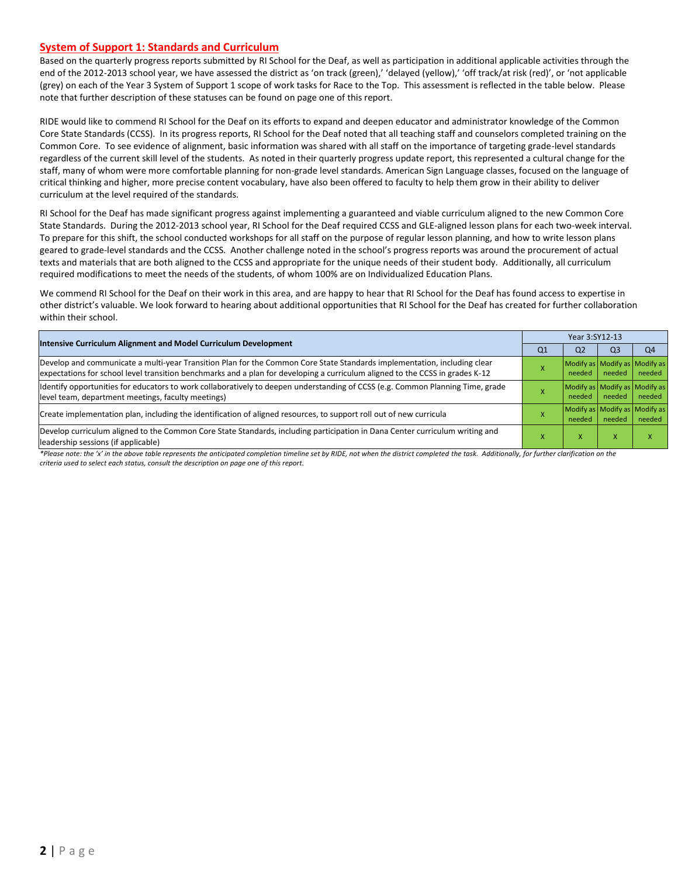## System of Support 1: Standards and Curriculum

Based on the quarterly progress reports submitted by RI School for the Deaf, as well as participation in additional applicable activities through the end of the 2012-2013 school year, we have assessed the district as 'on track (green),' 'delayed (yellow),' 'off track/at risk (red)', or 'not applicable (grey) on each of the Year 3 System of Support 1 scope of work tasks for Race to the Top. This assessment is reflected in the table below. Please note that further description of these statuses can be found on page one of this report.

RIDE would like to commend RI School for the Deaf on its efforts to expand and deepen educator and administrator knowledge of the Common Core State Standards (CCSS). In its progress reports, RI School for the Deaf noted that all teaching staff and counselors completed training on the Common Core. To see evidence of alignment, basic information was shared with all staff on the importance of targeting grade-level standards regardless of the current skill level of the students. As noted in their quarterly progress update report, this represented a cultural change for the staff, many of whom were more comfortable planning for non-grade level standards. American Sign Language classes, focused on the language of critical thinking and higher, more precise content vocabulary, have also been offered to faculty to help them grow in their ability to deliver curriculum at the level required of the standards.

RI School for the Deaf has made significant progress against implementing a guaranteed and viable curriculum aligned to the new Common Core State Standards. During the 2012-2013 school year, RI School for the Deaf required CCSS and GLE-aligned lesson plans for each two-week interval. To prepare for this shift, the school conducted workshops for all staff on the purpose of regular lesson planning, and how to write lesson plans geared to grade-level standards and the CCSS. Another challenge noted in the school's progress reports was around the procurement of actual texts and materials that are both aligned to the CCSS and appropriate for the unique needs of their student body. Additionally, all curriculum required modifications to meet the needs of the students, of whom 100% are on Individualized Education Plans.

We commend RI School for the Deaf on their work in this area, and are happy to hear that RI School for the Deaf has found access to expertise in other district's valuable. We look forward to hearing about additional opportunities that RI School for the Deaf has created for further collaboration within their school.

| Intensive Curriculum Alignment and Model Curriculum Development | Year 3:SY12-13 | | | |
|---|---|---|---|---|
| | Q1 | Q2 | Q3 | Q4 |
| Develop and communicate a multi-year Transition Plan for the Common Core State Standards implementation, including clear expectations for school level transition benchmarks and a plan for developing a curriculum aligned to the CCSS in grades K-12 | X | Modify as needed | Modify as needed | Modify as needed |
| Identify opportunities for educators to work collaboratively to deepen understanding of CCSS (e.g. Common Planning Time, grade level team, department meetings, faculty meetings) | X | Modify as needed | Modify as needed | Modify as needed |
| Create implementation plan, including the identification of aligned resources, to support roll out of new curricula | X | Modify as needed | Modify as needed | Modify as needed |
| Develop curriculum aligned to the Common Core State Standards, including participation in Dana Center curriculum writing and leadership sessions (if applicable) | X | X | X | X |

*Please note: the 'x' in the above table represents the anticipated completion timeline set by RIDE, not when the district completed the task. Additionally, for further clarification on the criteria used to select each status, consult the description on page one of this report.*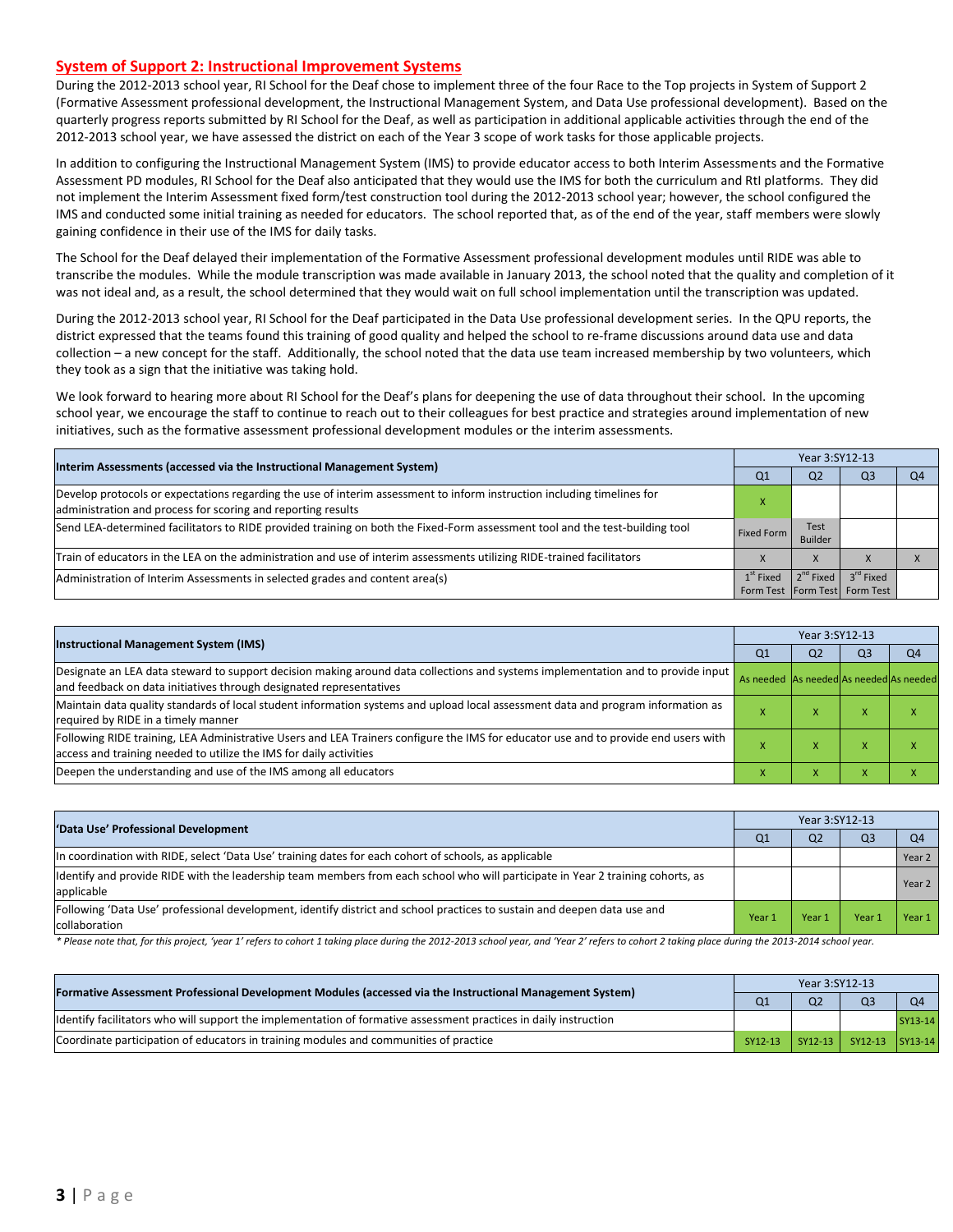## System of Support 2: Instructional Improvement Systems

During the 2012-2013 school year, RI School for the Deaf chose to implement three of the four Race to the Top projects in System of Support 2 (Formative Assessment professional development, the Instructional Management System, and Data Use professional development). Based on the quarterly progress reports submitted by RI School for the Deaf, as well as participation in additional applicable activities through the end of the 2012-2013 school year, we have assessed the district on each of the Year 3 scope of work tasks for those applicable projects.

In addition to configuring the Instructional Management System (IMS) to provide educator access to both Interim Assessments and the Formative Assessment PD modules, RI School for the Deaf also anticipated that they would use the IMS for both the curriculum and RtI platforms. They did not implement the Interim Assessment fixed form/test construction tool during the 2012-2013 school year; however, the school configured the IMS and conducted some initial training as needed for educators. The school reported that, as of the end of the year, staff members were slowly gaining confidence in their use of the IMS for daily tasks.

The School for the Deaf delayed their implementation of the Formative Assessment professional development modules until RIDE was able to transcribe the modules. While the module transcription was made available in January 2013, the school noted that the quality and completion of it was not ideal and, as a result, the school determined that they would wait on full school implementation until the transcription was updated.

During the 2012-2013 school year, RI School for the Deaf participated in the Data Use professional development series. In the QPU reports, the district expressed that the teams found this training of good quality and helped the school to re-frame discussions around data use and data collection – a new concept for the staff. Additionally, the school noted that the data use team increased membership by two volunteers, which they took as a sign that the initiative was taking hold.

We look forward to hearing more about RI School for the Deaf's plans for deepening the use of data throughout their school. In the upcoming school year, we encourage the staff to continue to reach out to their colleagues for best practice and strategies around implementation of new initiatives, such as the formative assessment professional development modules or the interim assessments.

| Interim Assessments (accessed via the Instructional Management System) | Year 3:SY12-13 | | | |
|---|---|---|---|---|
| | Q1 | Q2 | Q3 | Q4 |
| Develop protocols or expectations regarding the use of interim assessment to inform instruction including timelines for administration and process for scoring and reporting results | x | | | |
| Send LEA-determined facilitators to RIDE provided training on both the Fixed-Form assessment tool and the test-building tool | Fixed Form | Test Builder | | |
| Train of educators in the LEA on the administration and use of interim assessments utilizing RIDE-trained facilitators | x | x | x | x |
| Administration of Interim Assessments in selected grades and content area(s) | 1st Fixed Form Test | 2nd Fixed Form Test | 3rd Fixed Form Test | |

| Instructional Management System (IMS) | Year 3:SY12-13 | | | |
|---|---|---|---|---|
| | Q1 | Q2 | Q3 | Q4 |
| Designate an LEA data steward to support decision making around data collections and systems implementation and to provide input and feedback on data initiatives through designated representatives | As needed | As needed | As needed | As needed |
| Maintain data quality standards of local student information systems and upload local assessment data and program information as required by RIDE in a timely manner | x | x | x | x |
| Following RIDE training, LEA Administrative Users and LEA Trainers configure the IMS for educator use and to provide end users with access and training needed to utilize the IMS for daily activities | x | x | x | x |
| Deepen the understanding and use of the IMS among all educators | x | x | x | x |

| 'Data Use' Professional Development | Year 3:SY12-13 | | | |
|---|---|---|---|---|
| | Q1 | Q2 | Q3 | Q4 |
| In coordination with RIDE, select 'Data Use' training dates for each cohort of schools, as applicable | | | | Year 2 |
| Identify and provide RIDE with the leadership team members from each school who will participate in Year 2 training cohorts, as applicable | | | | Year 2 |
| Following 'Data Use' professional development, identify district and school practices to sustain and deepen data use and collaboration | Year 1 | Year 1 | Year 1 | Year 1 |

*\* Please note that, for this project, 'year 1' refers to cohort 1 taking place during the 2012-2013 school year, and 'Year 2' refers to cohort 2 taking place during the 2013-2014 school year.*

| Formative Assessment Professional Development Modules (accessed via the Instructional Management System) | Year 3:SY12-13 | | | |
|---|---|---|---|---|
| | Q1 | Q2 | Q3 | Q4 |
| Identify facilitators who will support the implementation of formative assessment practices in daily instruction | | | | SY13-14 |
| Coordinate participation of educators in training modules and communities of practice | SY12-13 | SY12-13 | SY12-13 | SY13-14 |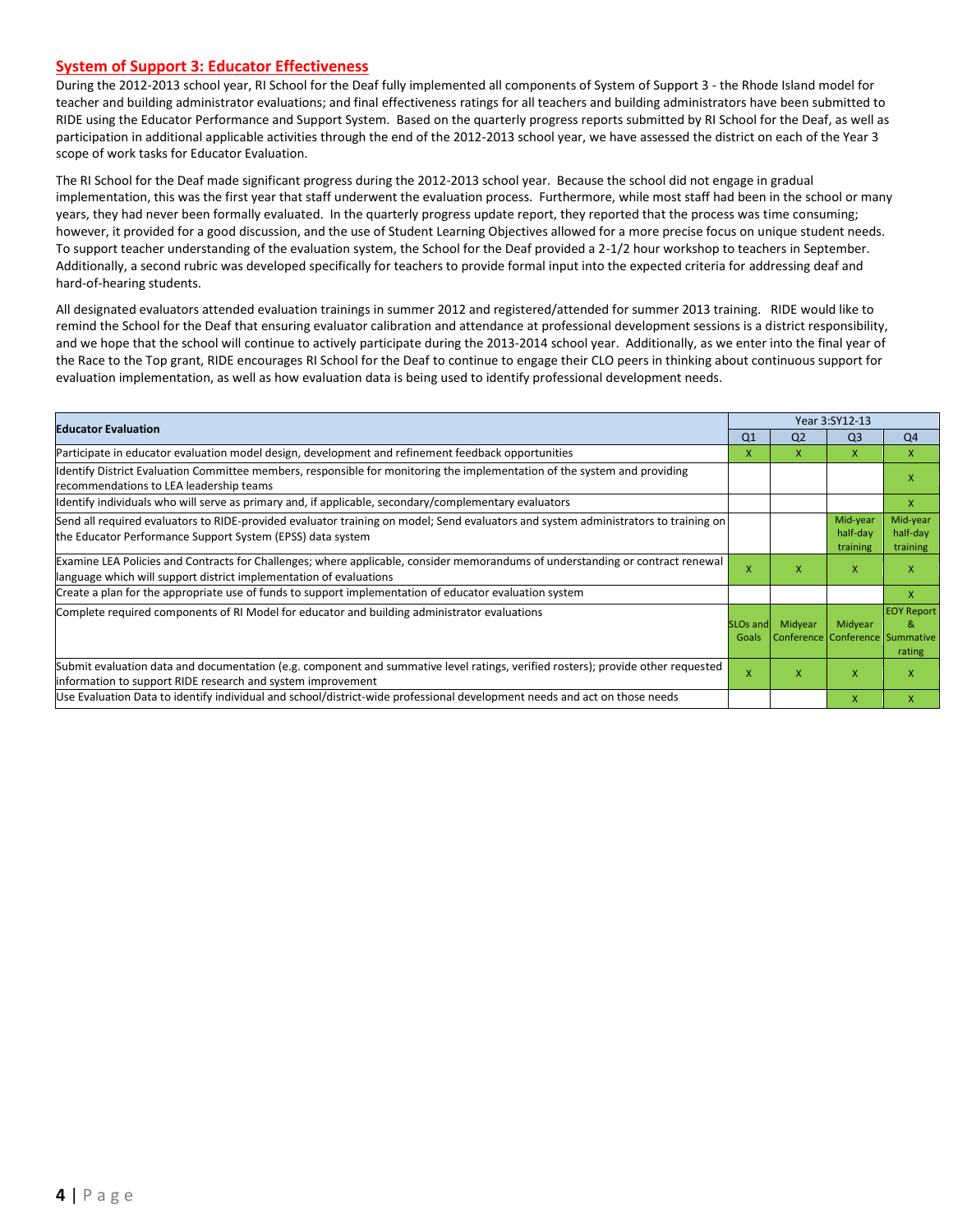## System of Support 3: Educator Effectiveness

During the 2012-2013 school year, RI School for the Deaf fully implemented all components of System of Support 3 - the Rhode Island model for teacher and building administrator evaluations; and final effectiveness ratings for all teachers and building administrators have been submitted to RIDE using the Educator Performance and Support System. Based on the quarterly progress reports submitted by RI School for the Deaf, as well as participation in additional applicable activities through the end of the 2012-2013 school year, we have assessed the district on each of the Year 3 scope of work tasks for Educator Evaluation.

The RI School for the Deaf made significant progress during the 2012-2013 school year. Because the school did not engage in gradual implementation, this was the first year that staff underwent the evaluation process. Furthermore, while most staff had been in the school or many years, they had never been formally evaluated. In the quarterly progress update report, they reported that the process was time consuming; however, it provided for a good discussion, and the use of Student Learning Objectives allowed for a more precise focus on unique student needs. To support teacher understanding of the evaluation system, the School for the Deaf provided a 2-1/2 hour workshop to teachers in September. Additionally, a second rubric was developed specifically for teachers to provide formal input into the expected criteria for addressing deaf and hard-of-hearing students.

All designated evaluators attended evaluation trainings in summer 2012 and registered/attended for summer 2013 training. RIDE would like to remind the School for the Deaf that ensuring evaluator calibration and attendance at professional development sessions is a district responsibility, and we hope that the school will continue to actively participate during the 2013-2014 school year. Additionally, as we enter into the final year of the Race to the Top grant, RIDE encourages RI School for the Deaf to continue to engage their CLO peers in thinking about continuous support for evaluation implementation, as well as how evaluation data is being used to identify professional development needs.

| Educator Evaluation | Year 3:SY12-13 | | | |
|---|---|---|---|---|
| | Q1 | Q2 | Q3 | Q4 |
| Participate in educator evaluation model design, development and refinement feedback opportunities | X | X | X | X |
| Identify District Evaluation Committee members, responsible for monitoring the implementation of the system and providing recommendations to LEA leadership teams | | | | X |
| Identify individuals who will serve as primary and, if applicable, secondary/complementary evaluators | | | | X |
| Send all required evaluators to RIDE-provided evaluator training on model; Send evaluators and system administrators to training on the Educator Performance Support System (EPSS) data system | | | Mid-year half-day training | Mid-year half-day training |
| Examine LEA Policies and Contracts for Challenges; where applicable, consider memorandums of understanding or contract renewal language which will support district implementation of evaluations | X | X | X | X |
| Create a plan for the appropriate use of funds to support implementation of educator evaluation system | | | | X |
| Complete required components of RI Model for educator and building administrator evaluations | SLOs and Goals | Midyear Conference | Midyear Conference | EOY Report & Summative rating |
| Submit evaluation data and documentation (e.g. component and summative level ratings, verified rosters); provide other requested information to support RIDE research and system improvement | X | X | X | X |
| Use Evaluation Data to identify individual and school/district-wide professional development needs and act on those needs | | | X | X |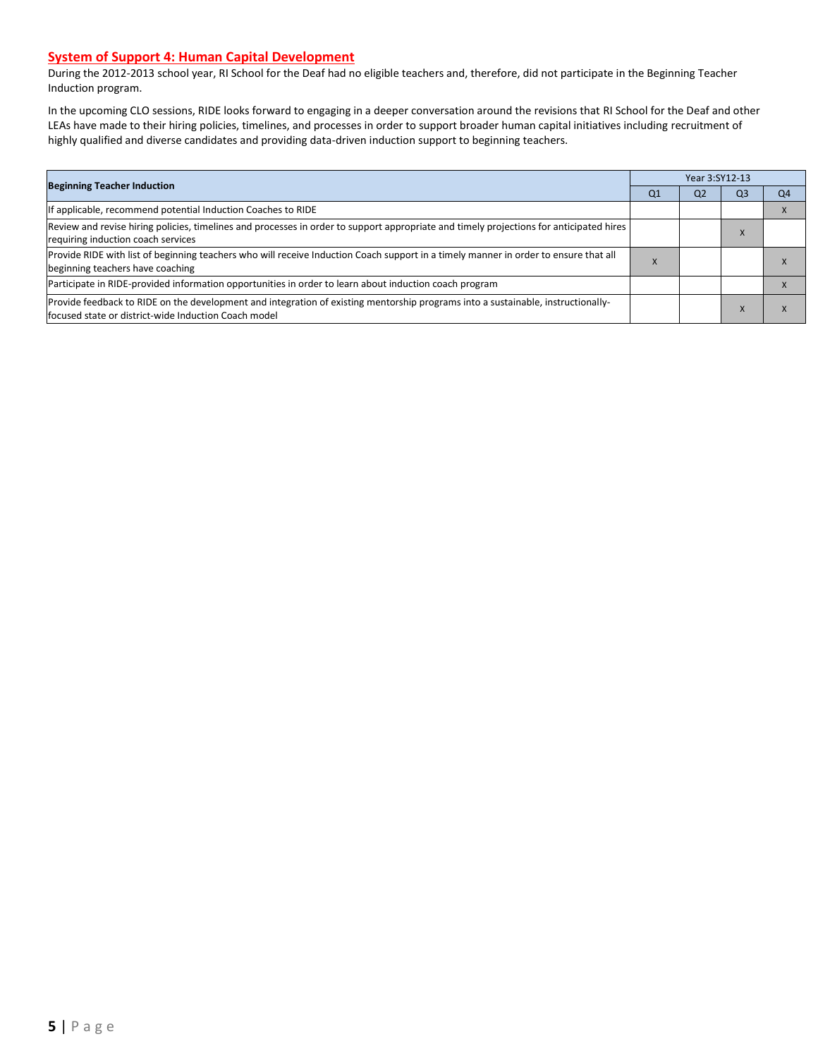## System of Support 4: Human Capital Development

During the 2012-2013 school year, RI School for the Deaf had no eligible teachers and, therefore, did not participate in the Beginning Teacher Induction program.

In the upcoming CLO sessions, RIDE looks forward to engaging in a deeper conversation around the revisions that RI School for the Deaf and other LEAs have made to their hiring policies, timelines, and processes in order to support broader human capital initiatives including recruitment of highly qualified and diverse candidates and providing data-driven induction support to beginning teachers.

| Beginning Teacher Induction | Year 3:SY12-13 | | | |
|---|---|---|---|---|
| | Q1 | Q2 | Q3 | Q4 |
| If applicable, recommend potential Induction Coaches to RIDE | | | | X |
| Review and revise hiring policies, timelines and processes in order to support appropriate and timely projections for anticipated hires requiring induction coach services | | | X | |
| Provide RIDE with list of beginning teachers who will receive Induction Coach support in a timely manner in order to ensure that all beginning teachers have coaching | X | | | X |
| Participate in RIDE-provided information opportunities in order to learn about induction coach program | | | | X |
| Provide feedback to RIDE on the development and integration of existing mentorship programs into a sustainable, instructionally-focused state or district-wide Induction Coach model | | | X | X |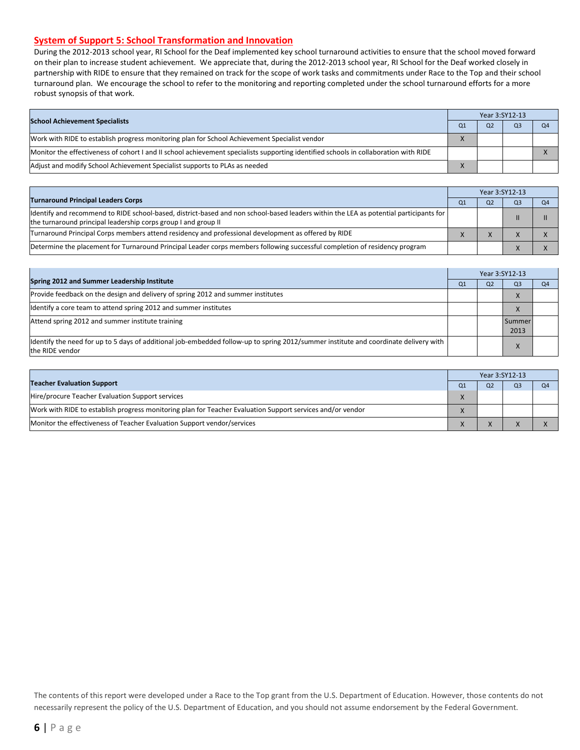## System of Support 5: School Transformation and Innovation

During the 2012-2013 school year, RI School for the Deaf implemented key school turnaround activities to ensure that the school moved forward on their plan to increase student achievement. We appreciate that, during the 2012-2013 school year, RI School for the Deaf worked closely in partnership with RIDE to ensure that they remained on track for the scope of work tasks and commitments under Race to the Top and their school turnaround plan. We encourage the school to refer to the monitoring and reporting completed under the school turnaround efforts for a more robust synopsis of that work.

| School Achievement Specialists | Year 3:SY12-13 | | | |
|---|---|---|---|---|
| | Q1 | Q2 | Q3 | Q4 |
| Work with RIDE to establish progress monitoring plan for School Achievement Specialist vendor | X | | | |
| Monitor the effectiveness of cohort I and II school achievement specialists supporting identified schools in collaboration with RIDE | | | | X |
| Adjust and modify School Achievement Specialist supports to PLAs as needed | X | | | |

| Turnaround Principal Leaders Corps | Year 3:SY12-13 | | | |
|---|---|---|---|---|
| | Q1 | Q2 | Q3 | Q4 |
| Identify and recommend to RIDE school-based, district-based and non school-based leaders within the LEA as potential participants for the turnaround principal leadership corps group I and group II | | | II | II |
| Turnaround Principal Corps members attend residency and professional development as offered by RIDE | X | X | X | X |
| Determine the placement for Turnaround Principal Leader corps members following successful completion of residency program | | | X | X |

| Spring 2012 and Summer Leadership Institute | Year 3:SY12-13 | | | |
|---|---|---|---|---|
| | Q1 | Q2 | Q3 | Q4 |
| Provide feedback on the design and delivery of spring 2012 and summer institutes | | | X | |
| Identify a core team to attend spring 2012 and summer institutes | | | X | |
| Attend spring 2012 and summer institute training | | | Summer 2013 | |
| Identify the need for up to 5 days of additional job-embedded follow-up to spring 2012/summer institute and coordinate delivery with the RIDE vendor | | | X | |

| Teacher Evaluation Support | Year 3:SY12-13 | | | |
|---|---|---|---|---|
| | Q1 | Q2 | Q3 | Q4 |
| Hire/procure Teacher Evaluation Support services | X | | | |
| Work with RIDE to establish progress monitoring plan for Teacher Evaluation Support services and/or vendor | X | | | |
| Monitor the effectiveness of Teacher Evaluation Support vendor/services | X | X | X | X |

The contents of this report were developed under a Race to the Top grant from the U.S. Department of Education. However, those contents do not necessarily represent the policy of the U.S. Department of Education, and you should not assume endorsement by the Federal Government.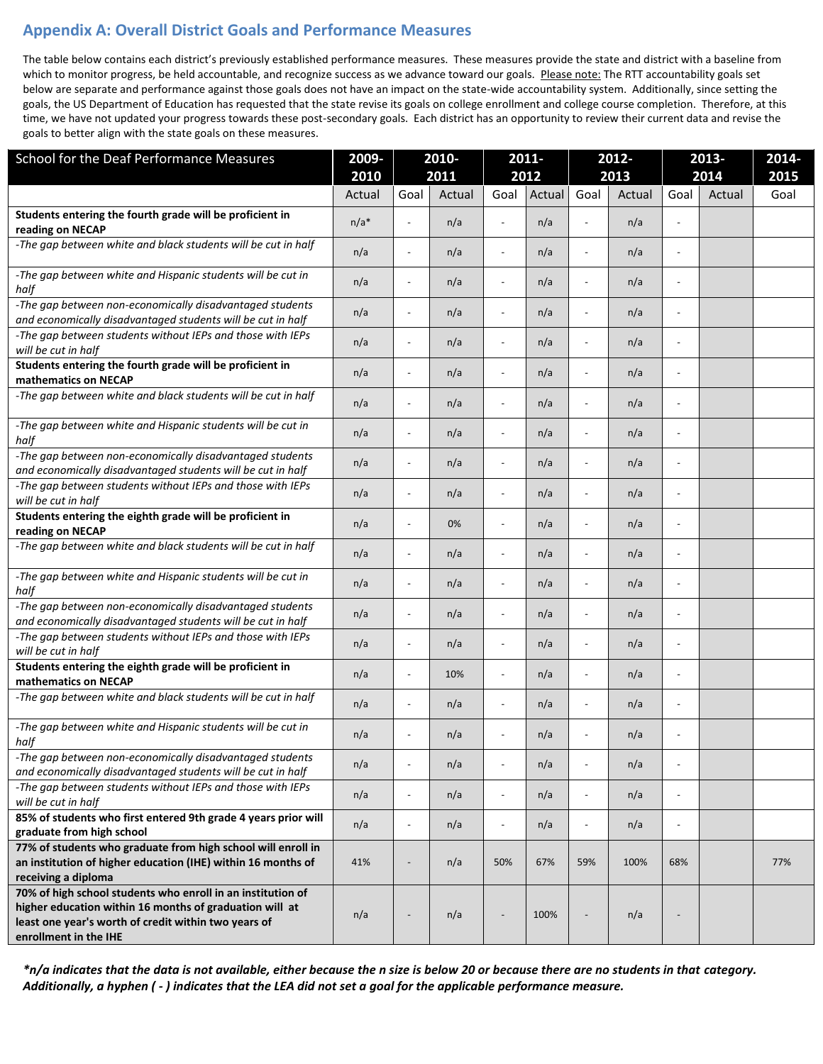## Appendix A: Overall District Goals and Performance Measures

The table below contains each district's previously established performance measures. These measures provide the state and district with a baseline from which to monitor progress, be held accountable, and recognize success as we advance toward our goals. Please note: The RTT accountability goals set below are separate and performance against those goals does not have an impact on the state-wide accountability system. Additionally, since setting the goals, the US Department of Education has requested that the state revise its goals on college enrollment and college course completion. Therefore, at this time, we have not updated your progress towards these post-secondary goals. Each district has an opportunity to review their current data and revise the goals to better align with the state goals on these measures.

| School for the Deaf Performance Measures | 2009-2010 | 2010-2011 | | 2011-2012 | | 2012-2013 | | 2013-2014 | | 2014-2015 |
|---|---|---|---|---|---|---|---|---|---|---|
| | Actual | Goal | Actual | Goal | Actual | Goal | Actual | Goal | Actual | Goal |
| **Students entering the fourth grade will be proficient in reading on NECAP** | n/a* | - | n/a | - | n/a | - | n/a | - | | |
| *-The gap between white and black students will be cut in half* | n/a | - | n/a | - | n/a | - | n/a | - | | |
| *-The gap between white and Hispanic students will be cut in half* | n/a | - | n/a | - | n/a | - | n/a | - | | |
| *-The gap between non-economically disadvantaged students and economically disadvantaged students will be cut in half* | n/a | - | n/a | - | n/a | - | n/a | - | | |
| *-The gap between students without IEPs and those with IEPs will be cut in half* | n/a | - | n/a | - | n/a | - | n/a | - | | |
| **Students entering the fourth grade will be proficient in mathematics on NECAP** | n/a | - | n/a | - | n/a | - | n/a | - | | |
| *-The gap between white and black students will be cut in half* | n/a | - | n/a | - | n/a | - | n/a | - | | |
| *-The gap between white and Hispanic students will be cut in half* | n/a | - | n/a | - | n/a | - | n/a | - | | |
| *-The gap between non-economically disadvantaged students and economically disadvantaged students will be cut in half* | n/a | - | n/a | - | n/a | - | n/a | - | | |
| *-The gap between students without IEPs and those with IEPs will be cut in half* | n/a | - | n/a | - | n/a | - | n/a | - | | |
| **Students entering the eighth grade will be proficient in reading on NECAP** | n/a | - | 0% | - | n/a | - | n/a | - | | |
| *-The gap between white and black students will be cut in half* | n/a | - | n/a | - | n/a | - | n/a | - | | |
| *-The gap between white and Hispanic students will be cut in half* | n/a | - | n/a | - | n/a | - | n/a | - | | |
| *-The gap between non-economically disadvantaged students and economically disadvantaged students will be cut in half* | n/a | - | n/a | - | n/a | - | n/a | - | | |
| *-The gap between students without IEPs and those with IEPs will be cut in half* | n/a | - | n/a | - | n/a | - | n/a | - | | |
| **Students entering the eighth grade will be proficient in mathematics on NECAP** | n/a | - | 10% | - | n/a | - | n/a | - | | |
| *-The gap between white and black students will be cut in half* | n/a | - | n/a | - | n/a | - | n/a | - | | |
| *-The gap between white and Hispanic students will be cut in half* | n/a | - | n/a | - | n/a | - | n/a | - | | |
| *-The gap between non-economically disadvantaged students and economically disadvantaged students will be cut in half* | n/a | - | n/a | - | n/a | - | n/a | - | | |
| *-The gap between students without IEPs and those with IEPs will be cut in half* | n/a | - | n/a | - | n/a | - | n/a | - | | |
| **85% of students who first entered 9th grade 4 years prior will graduate from high school** | n/a | - | n/a | - | n/a | - | n/a | - | | |
| **77% of students who graduate from high school will enroll in an institution of higher education (IHE) within 16 months of receiving a diploma** | 41% | - | n/a | 50% | 67% | 59% | 100% | 68% | | 77% |
| **70% of high school students who enroll in an institution of higher education within 16 months of graduation will at least one year's worth of credit within two years of enrollment in the IHE** | n/a | - | n/a | - | 100% | - | n/a | - | | |

***n/a indicates that the data is not available, either because the n size is below 20 or because there are no students in that category. Additionally, a hyphen ( - ) indicates that the LEA did not set a goal for the applicable performance measure.***